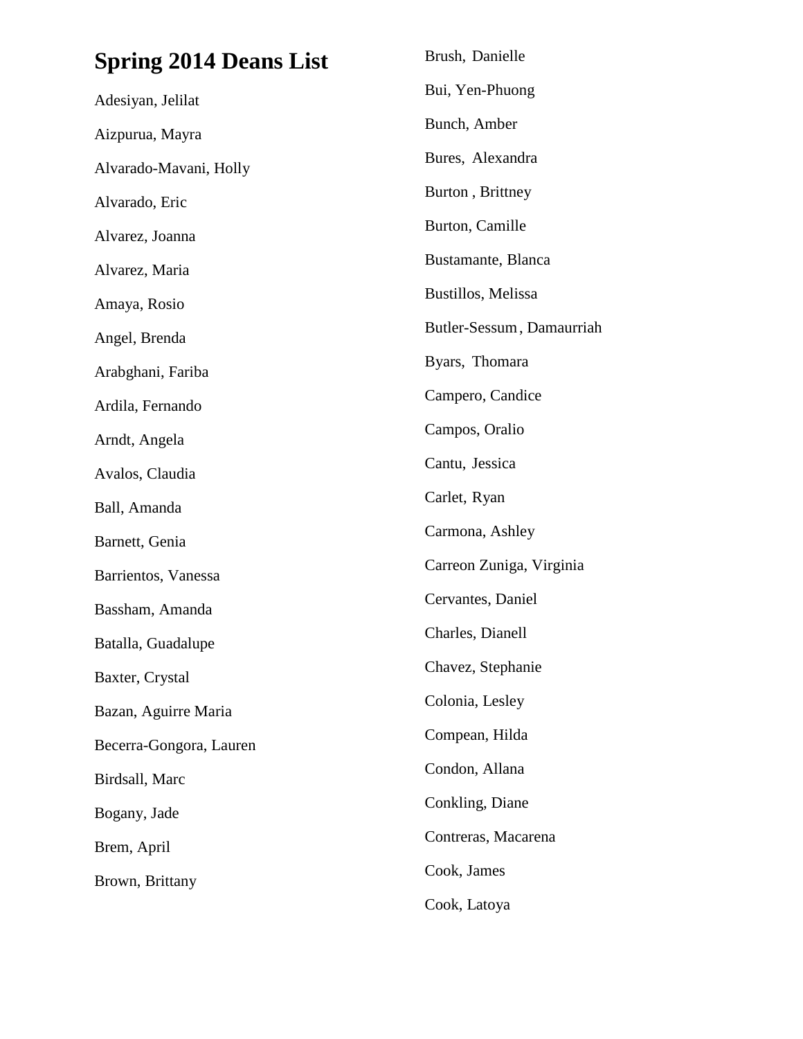# Spring 2014 Deans List

Adesiyan, Jelilat

Aizpurua, Mayra

Alvarado-Mavani, Holly

Alvarado, Eric

Alvarez, Joanna

Alvarez, Maria

Amaya, Rosio

Angel, Brenda

Arabghani, Fariba

Ardila, Fernando

Arndt, Angela

Avalos, Claudia

Ball, Amanda

Barnett, Genia

Barrientos, Vanessa

Bassham, Amanda

Batalla, Guadalupe

Baxter, Crystal

Bazan, Aguirre Maria

Becerra-Gongora, Lauren

Birdsall, Marc

Bogany, Jade

Brem, April

Brown, Brittany

Brush, Danielle

Bui, Yen-Phuong

Bunch, Amber

Bures, Alexandra

Burton , Brittney

Burton, Camille

Bustamante, Blanca

Bustillos, Melissa

Butler-Sessum, Damaurriah

Byars, Thomara

Campero, Candice

Campos, Oralio

Cantu, Jessica

Carlet, Ryan

Carmona, Ashley

Carreon Zuniga, Virginia

Cervantes, Daniel

Charles, Dianell

Chavez, Stephanie

Colonia, Lesley

Compean, Hilda

Condon, Allana

Conkling, Diane

Contreras, Macarena

Cook, James

Cook, Latoya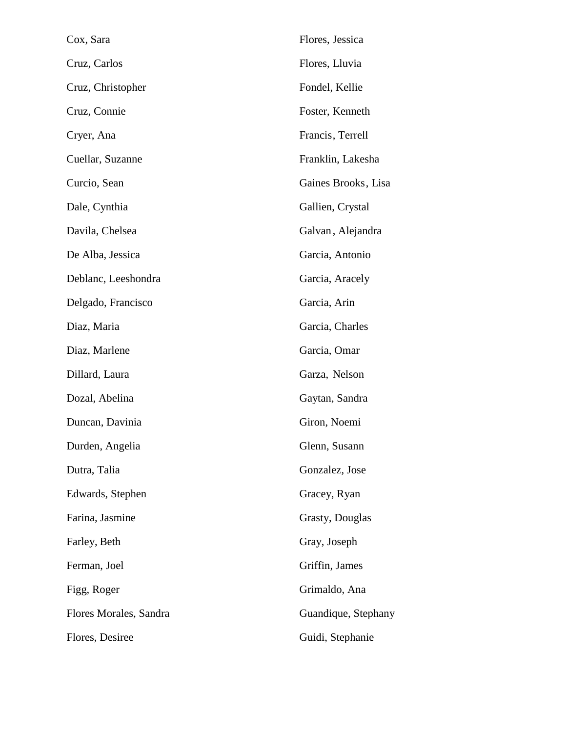Cox, Sara

Cruz, Carlos

Cruz, Christopher

Cruz, Connie

Cryer, Ana

Cuellar, Suzanne

Curcio, Sean

Dale, Cynthia

Davila, Chelsea

De Alba, Jessica

Deblanc, Leeshondra

Delgado, Francisco

Diaz, Maria

Diaz, Marlene

Dillard, Laura

Dozal, Abelina

Duncan, Davinia

Durden, Angelia

Dutra, Talia

Edwards, Stephen

Farina, Jasmine

Farley, Beth

Ferman, Joel

Figg, Roger

Flores Morales, Sandra

Flores, Desiree

Flores, Jessica

Flores, Lluvia

Fondel, Kellie

Foster, Kenneth

Francis, Terrell

Franklin, Lakesha

Gaines Brooks, Lisa

Gallien, Crystal

Galvan, Alejandra

Garcia, Antonio

Garcia, Aracely

Garcia, Arin

Garcia, Charles

Garcia, Omar

Garza, Nelson

Gaytan, Sandra

Giron, Noemi

Glenn, Susann

Gonzalez, Jose

Gracey, Ryan

Grasty, Douglas

Gray, Joseph

Griffin, James

Grimaldo, Ana

Guandique, Stephany

Guidi, Stephanie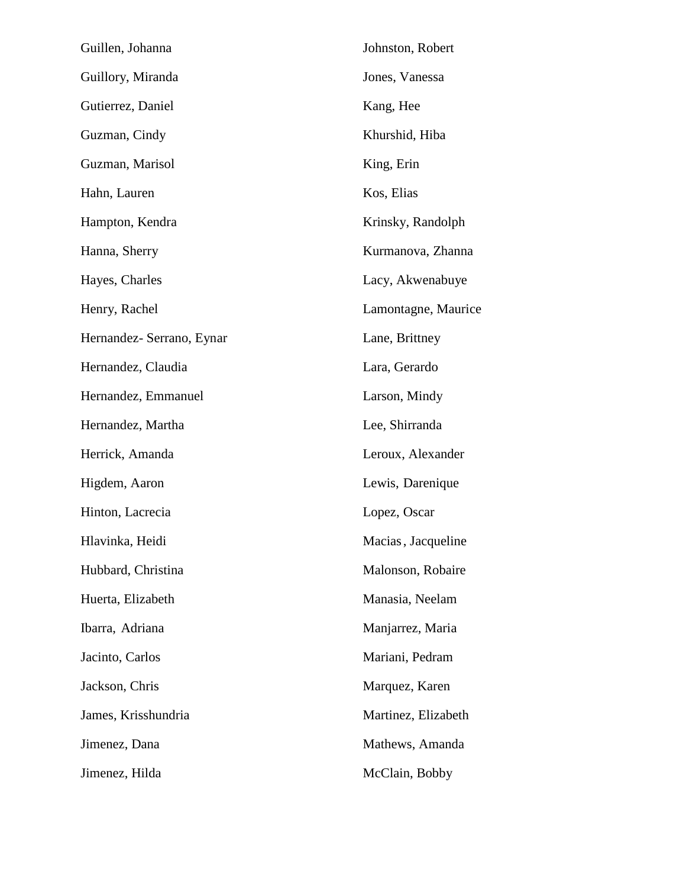Guillen, Johanna

Guillory, Miranda

Gutierrez, Daniel

Guzman, Cindy

Guzman, Marisol

Hahn, Lauren

Hampton, Kendra

Hanna, Sherry

Hayes, Charles

Henry, Rachel

Hernandez- Serrano, Eynar

Hernandez, Claudia

Hernandez, Emmanuel

Hernandez, Martha

Herrick, Amanda

Higdem, Aaron

Hinton, Lacrecia

Hlavinka, Heidi

Hubbard, Christina

Huerta, Elizabeth

Ibarra, Adriana

Jacinto, Carlos

Jackson, Chris

James, Krisshundria

Jimenez, Dana

Jimenez, Hilda

Johnston, Robert

Jones, Vanessa

Kang, Hee

Khurshid, Hiba

King, Erin

Kos, Elias

Krinsky, Randolph

Kurmanova, Zhanna

Lacy, Akwenabuye

Lamontagne, Maurice

Lane, Brittney

Lara, Gerardo

Larson, Mindy

Lee, Shirranda

Leroux, Alexander

Lewis, Darenique

Lopez, Oscar

Macias, Jacqueline

Malonson, Robaire

Manasia, Neelam

Manjarrez, Maria

Mariani, Pedram

Marquez, Karen

Martinez, Elizabeth

Mathews, Amanda

McClain, Bobby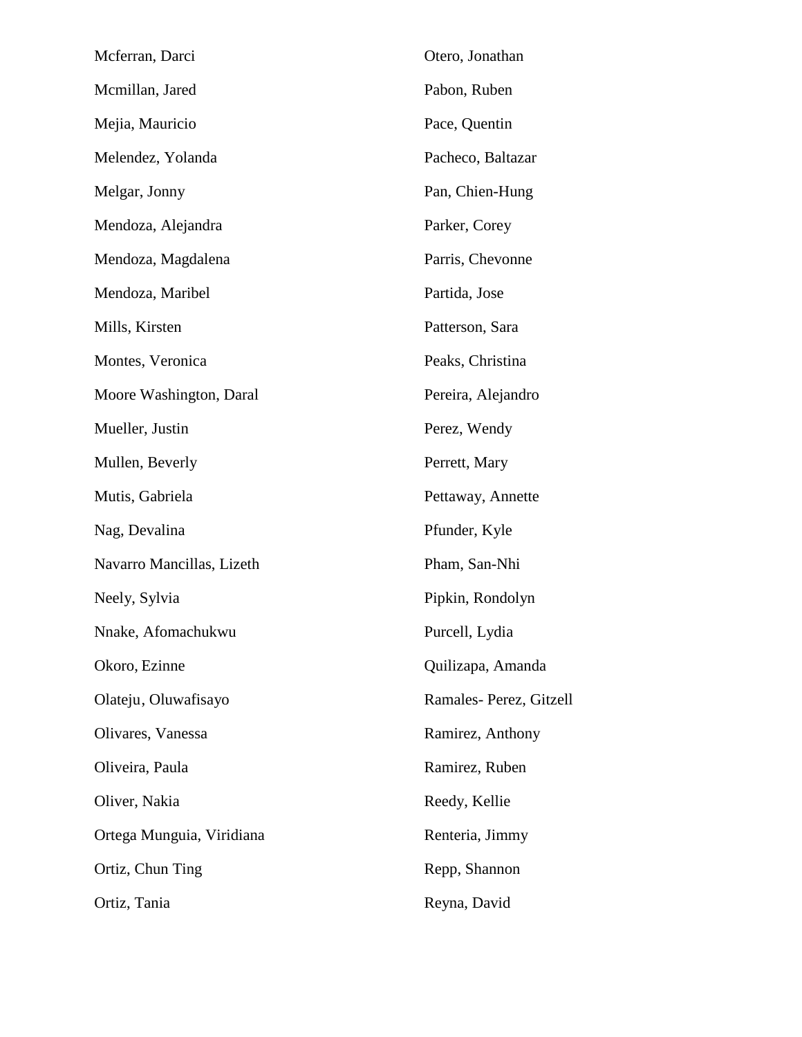Mcferran, Darci

Mcmillan, Jared

Mejia, Mauricio

Melendez, Yolanda

Melgar, Jonny

Mendoza, Alejandra

Mendoza, Magdalena

Mendoza, Maribel

Mills, Kirsten

Montes, Veronica

Moore Washington, Daral

Mueller, Justin

Mullen, Beverly

Mutis, Gabriela

Nag, Devalina

Navarro Mancillas, Lizeth

Neely, Sylvia

Nnake, Afomachukwu

Okoro, Ezinne

Olateju, Oluwafisayo

Olivares, Vanessa

Oliveira, Paula

Oliver, Nakia

Ortega Munguia, Viridiana

Ortiz, Chun Ting

Ortiz, Tania

Otero, Jonathan

Pabon, Ruben

Pace, Quentin

Pacheco, Baltazar

Pan, Chien-Hung

Parker, Corey

Parris, Chevonne

Partida, Jose

Patterson, Sara

Peaks, Christina

Pereira, Alejandro

Perez, Wendy

Perrett, Mary

Pettaway, Annette

Pfunder, Kyle

Pham, San-Nhi

Pipkin, Rondolyn

Purcell, Lydia

Quilizapa, Amanda

Ramales- Perez, Gitzell

Ramirez, Anthony

Ramirez, Ruben

Reedy, Kellie

Renteria, Jimmy

Repp, Shannon

Reyna, David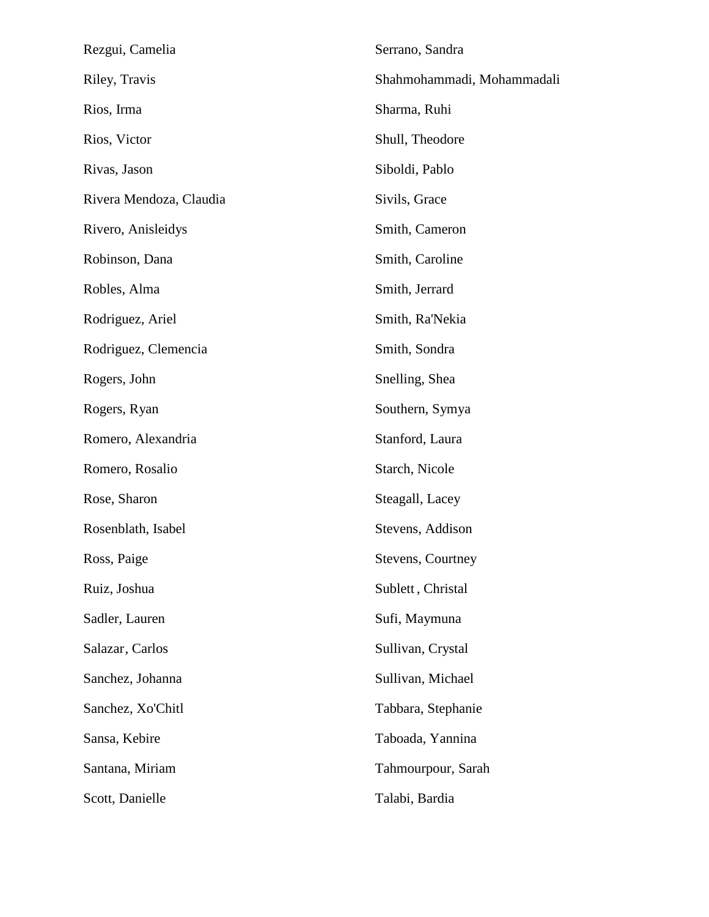Rezgui, Camelia

Riley, Travis

Rios, Irma

Rios, Victor

Rivas, Jason

Rivera Mendoza, Claudia

Rivero, Anisleidys

Robinson, Dana

Robles, Alma

Rodriguez, Ariel

Rodriguez, Clemencia

Rogers, John

Rogers, Ryan

Romero, Alexandria

Romero, Rosalio

Rose, Sharon

Rosenblath, Isabel

Ross, Paige

Ruiz, Joshua

Sadler, Lauren

Salazar, Carlos

Sanchez, Johanna

Sanchez, Xo'Chitl

Sansa, Kebire

Santana, Miriam

Scott, Danielle

Serrano, Sandra

Shahmohammadi, Mohammadali

Sharma, Ruhi

Shull, Theodore

Siboldi, Pablo

Sivils, Grace

Smith, Cameron

Smith, Caroline

Smith, Jerrard

Smith, Ra'Nekia

Smith, Sondra

Snelling, Shea

Southern, Symya

Stanford, Laura

Starch, Nicole

Steagall, Lacey

Stevens, Addison

Stevens, Courtney

Sublett, Christal

Sufi, Maymuna

Sullivan, Crystal

Sullivan, Michael

Tabbara, Stephanie

Taboada, Yannina

Tahmourpour, Sarah

Talabi, Bardia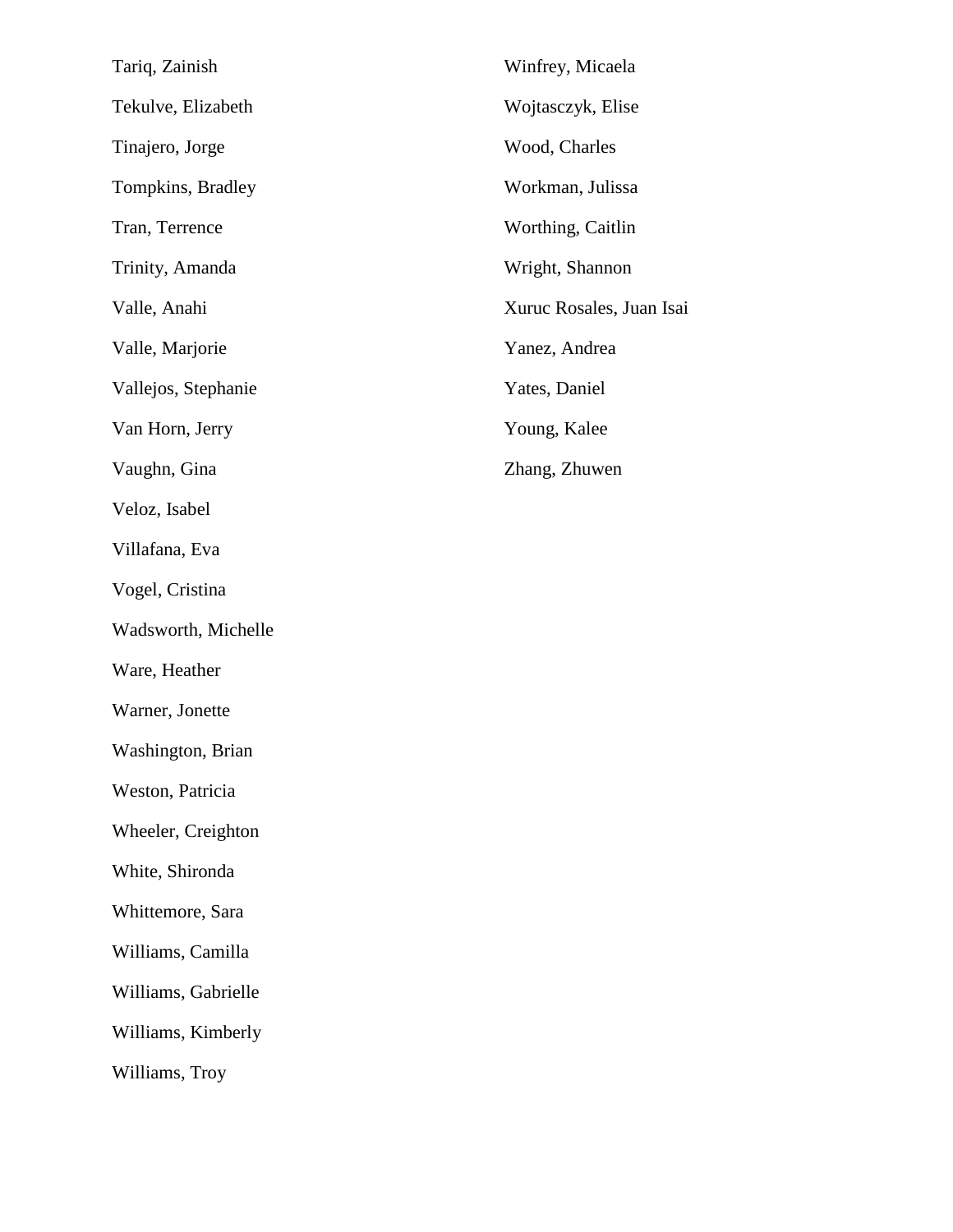Tariq, Zainish

Tekulve, Elizabeth

Tinajero, Jorge

Tompkins, Bradley

Tran, Terrence

Trinity, Amanda

Valle, Anahi

Valle, Marjorie

Vallejos, Stephanie

Van Horn, Jerry

Vaughn, Gina

Veloz, Isabel

Villafana, Eva

Vogel, Cristina

Wadsworth, Michelle

Ware, Heather

Warner, Jonette

Washington, Brian

Weston, Patricia

Wheeler, Creighton

White, Shironda

Whittemore, Sara

Williams, Camilla

Williams, Gabrielle

Williams, Kimberly

Williams, Troy

Winfrey, Micaela

Wojtasczyk, Elise

Wood, Charles

Workman, Julissa

Worthing, Caitlin

Wright, Shannon

Xuruc Rosales, Juan Isai

Yanez, Andrea

Yates, Daniel

Young, Kalee

Zhang, Zhuwen